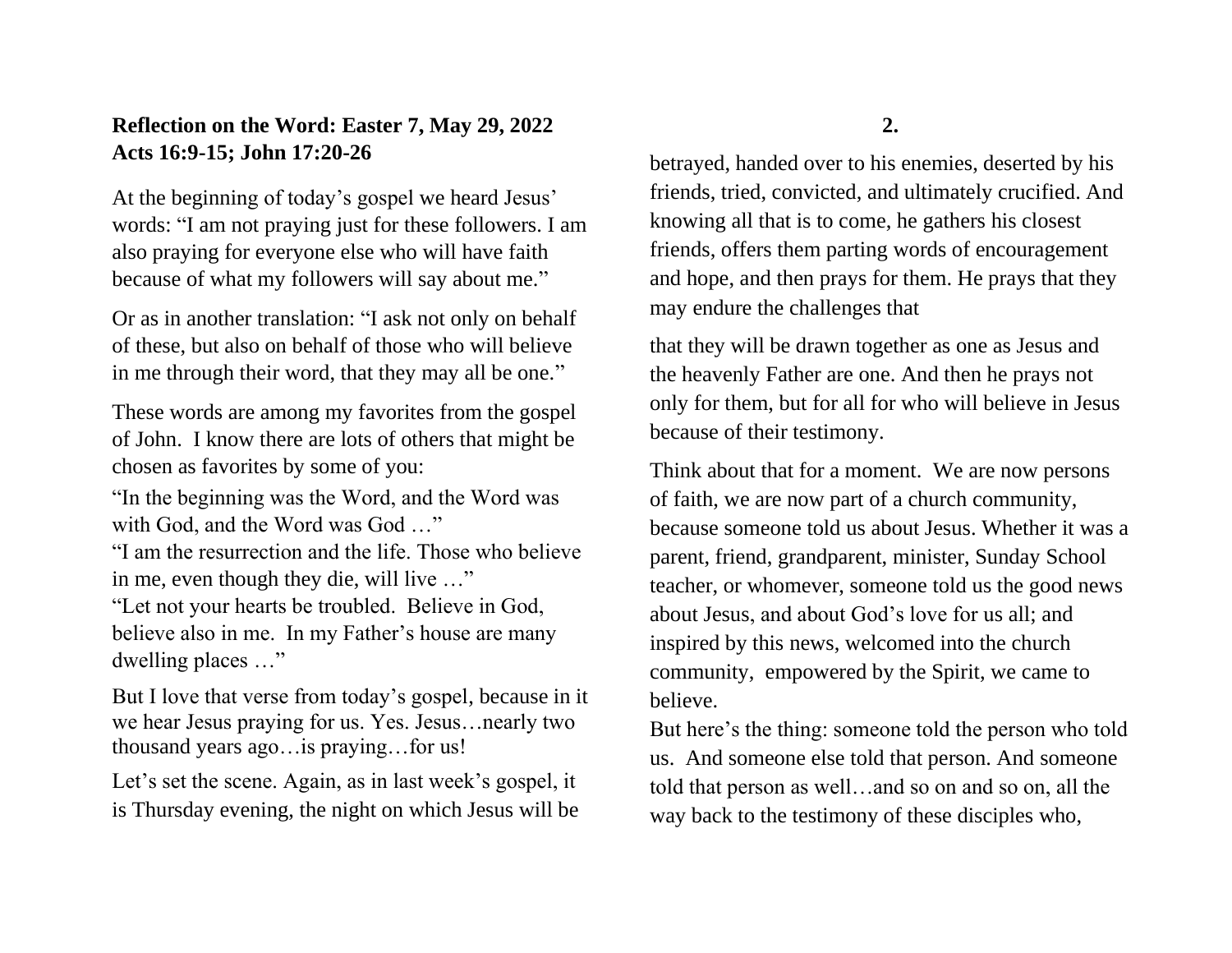**Reflection on the Word: Easter 7, May 29, 2022**
**Acts 16:9-15; John 17:20-26**

At the beginning of today's gospel we heard Jesus' words: "I am not praying just for these followers. I am also praying for everyone else who will have faith because of what my followers will say about me."

Or as in another translation: "I ask not only on behalf of these, but also on behalf of those who will believe in me through their word, that they may all be one."

These words are among my favorites from the gospel of John. I know there are lots of others that might be chosen as favorites by some of you:

"In the beginning was the Word, and the Word was with God, and the Word was God …"
"I am the resurrection and the life. Those who believe in me, even though they die, will live …"
"Let not your hearts be troubled. Believe in God, believe also in me. In my Father's house are many dwelling places …"

But I love that verse from today's gospel, because in it we hear Jesus praying for us. Yes. Jesus…nearly two thousand years ago…is praying…for us!

Let's set the scene. Again, as in last week's gospel, it is Thursday evening, the night on which Jesus will be betrayed, handed over to his enemies, deserted by his friends, tried, convicted, and ultimately crucified. And knowing all that is to come, he gathers his closest friends, offers them parting words of encouragement and hope, and then prays for them. He prays that they may endure the challenges that

that they will be drawn together as one as Jesus and the heavenly Father are one. And then he prays not only for them, but for all for who will believe in Jesus because of their testimony.

Think about that for a moment. We are now persons of faith, we are now part of a church community, because someone told us about Jesus. Whether it was a parent, friend, grandparent, minister, Sunday School teacher, or whomever, someone told us the good news about Jesus, and about God's love for us all; and inspired by this news, welcomed into the church community, empowered by the Spirit, we came to believe.

But here's the thing: someone told the person who told us. And someone else told that person. And someone told that person as well…and so on and so on, all the way back to the testimony of these disciples who,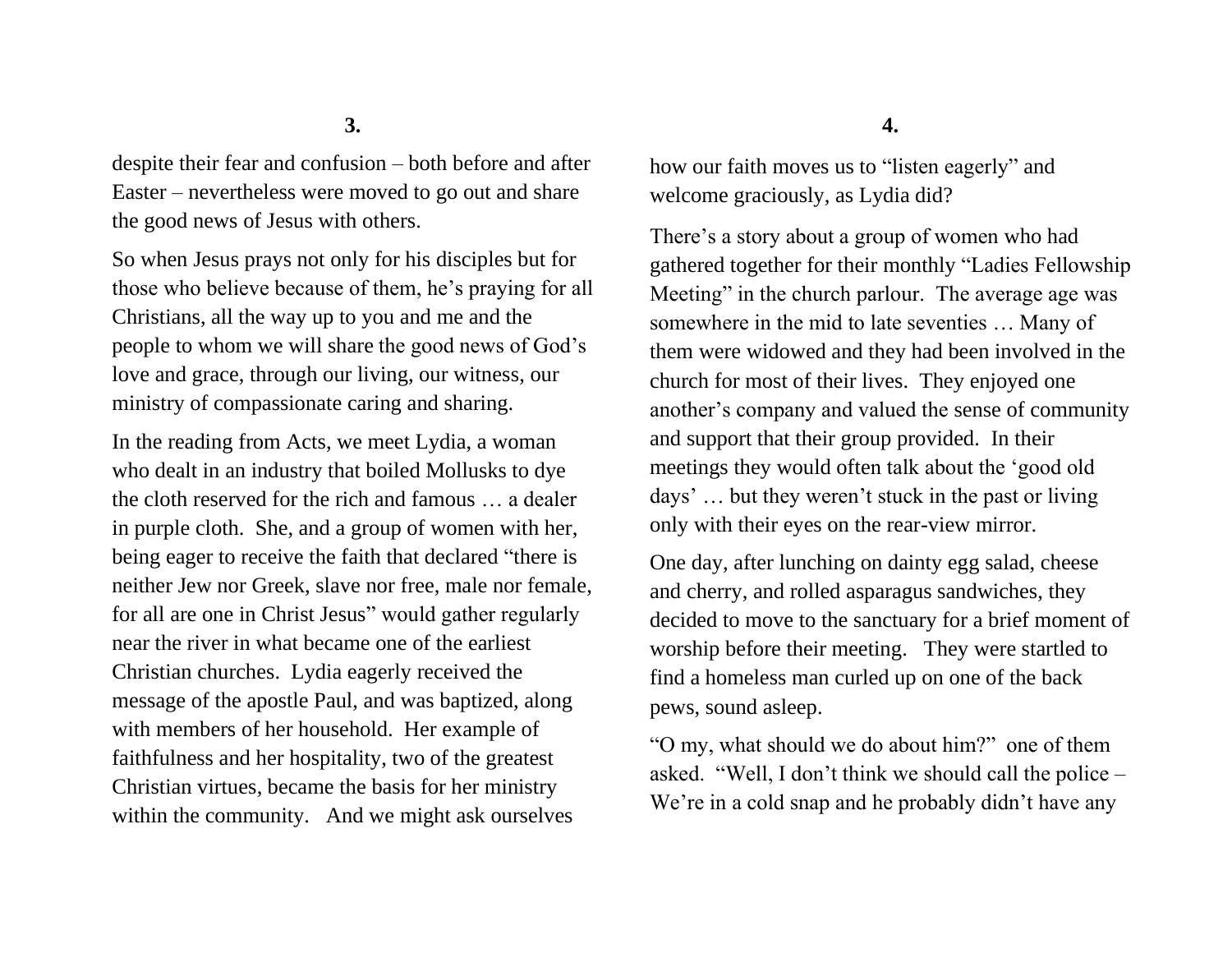despite their fear and confusion – both before and after Easter – nevertheless were moved to go out and share the good news of Jesus with others.

So when Jesus prays not only for his disciples but for those who believe because of them, he's praying for all Christians, all the way up to you and me and the people to whom we will share the good news of God's love and grace, through our living, our witness, our ministry of compassionate caring and sharing.

In the reading from Acts, we meet Lydia, a woman who dealt in an industry that boiled Mollusks to dye the cloth reserved for the rich and famous … a dealer in purple cloth. She, and a group of women with her, being eager to receive the faith that declared "there is neither Jew nor Greek, slave nor free, male nor female, for all are one in Christ Jesus" would gather regularly near the river in what became one of the earliest Christian churches. Lydia eagerly received the message of the apostle Paul, and was baptized, along with members of her household. Her example of faithfulness and her hospitality, two of the greatest Christian virtues, became the basis for her ministry within the community. And we might ask ourselves how our faith moves us to "listen eagerly" and welcome graciously, as Lydia did?

There's a story about a group of women who had gathered together for their monthly "Ladies Fellowship Meeting" in the church parlour. The average age was somewhere in the mid to late seventies … Many of them were widowed and they had been involved in the church for most of their lives. They enjoyed one another's company and valued the sense of community and support that their group provided. In their meetings they would often talk about the 'good old days' … but they weren't stuck in the past or living only with their eyes on the rear-view mirror.

One day, after lunching on dainty egg salad, cheese and cherry, and rolled asparagus sandwiches, they decided to move to the sanctuary for a brief moment of worship before their meeting. They were startled to find a homeless man curled up on one of the back pews, sound asleep.

"O my, what should we do about him?" one of them asked. "Well, I don't think we should call the police – We're in a cold snap and he probably didn't have any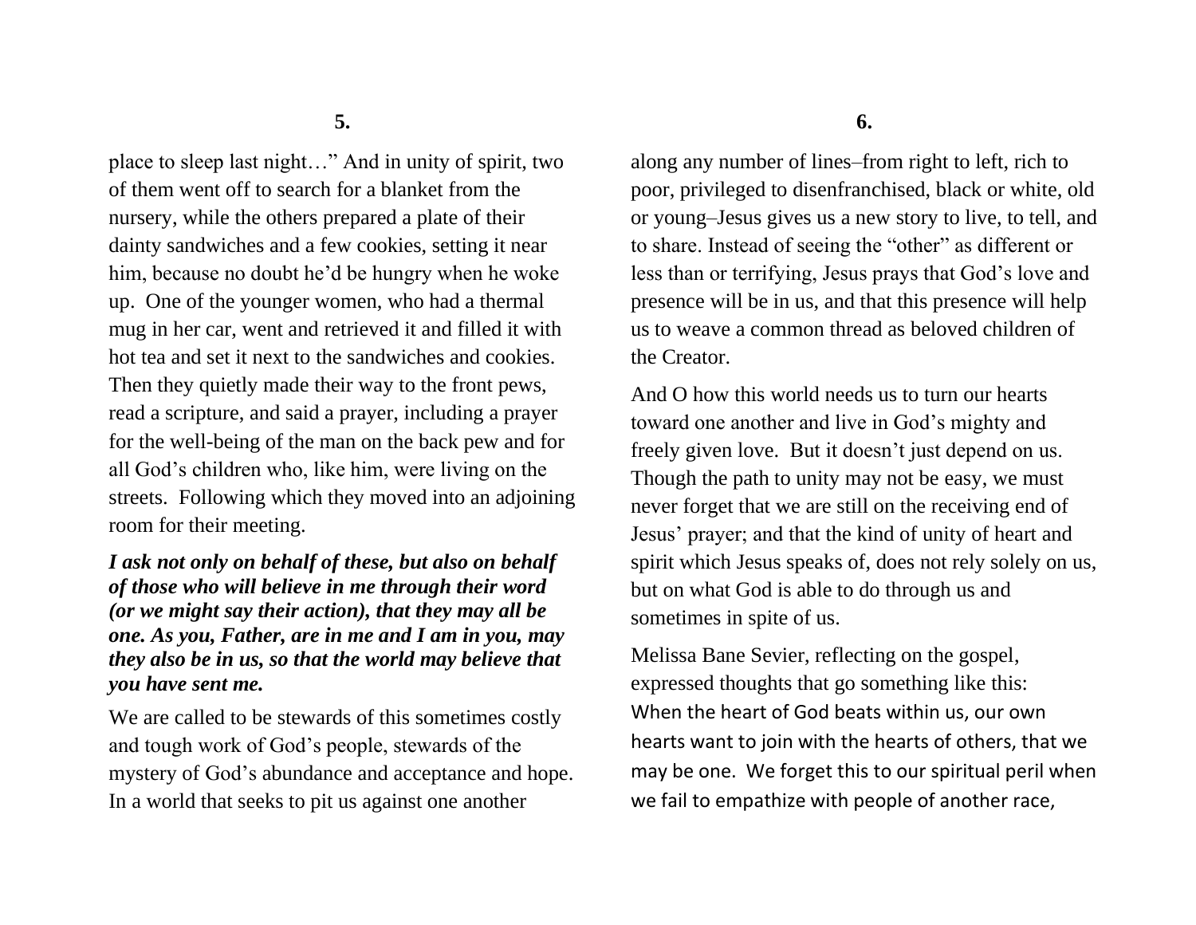place to sleep last night…" And in unity of spirit, two of them went off to search for a blanket from the nursery, while the others prepared a plate of their dainty sandwiches and a few cookies, setting it near him, because no doubt he'd be hungry when he woke up. One of the younger women, who had a thermal mug in her car, went and retrieved it and filled it with hot tea and set it next to the sandwiches and cookies. Then they quietly made their way to the front pews, read a scripture, and said a prayer, including a prayer for the well-being of the man on the back pew and for all God's children who, like him, were living on the streets. Following which they moved into an adjoining room for their meeting.

***I ask not only on behalf of these, but also on behalf of those who will believe in me through their word (or we might say their action), that they may all be one. As you, Father, are in me and I am in you, may they also be in us, so that the world may believe that you have sent me.***

We are called to be stewards of this sometimes costly and tough work of God's people, stewards of the mystery of God's abundance and acceptance and hope. In a world that seeks to pit us against one another along any number of lines–from right to left, rich to poor, privileged to disenfranchised, black or white, old or young–Jesus gives us a new story to live, to tell, and to share. Instead of seeing the "other" as different or less than or terrifying, Jesus prays that God's love and presence will be in us, and that this presence will help us to weave a common thread as beloved children of the Creator.

And O how this world needs us to turn our hearts toward one another and live in God's mighty and freely given love. But it doesn't just depend on us. Though the path to unity may not be easy, we must never forget that we are still on the receiving end of Jesus' prayer; and that the kind of unity of heart and spirit which Jesus speaks of, does not rely solely on us, but on what God is able to do through us and sometimes in spite of us.

Melissa Bane Sevier, reflecting on the gospel, expressed thoughts that go something like this: When the heart of God beats within us, our own hearts want to join with the hearts of others, that we may be one. We forget this to our spiritual peril when we fail to empathize with people of another race,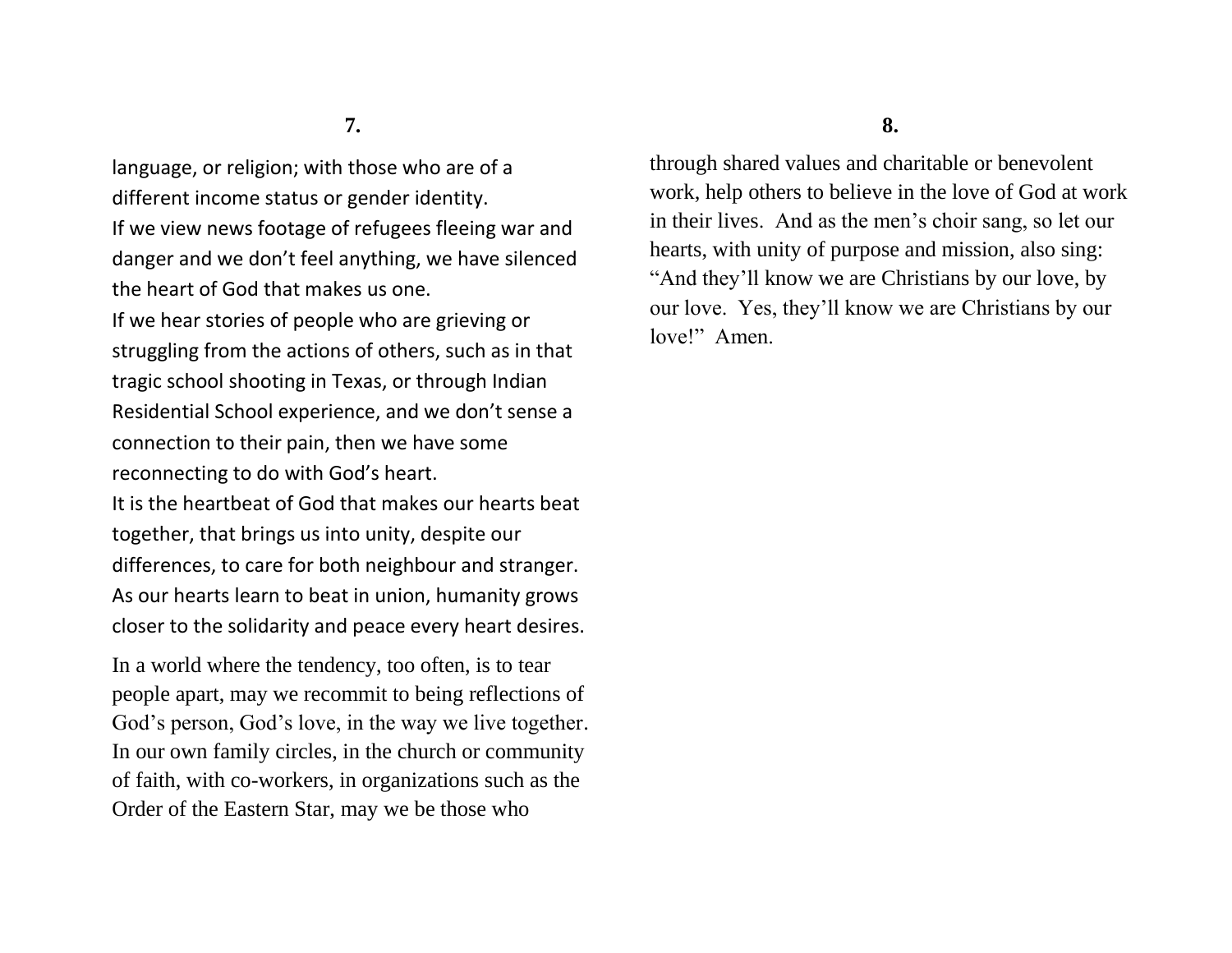language, or religion; with those who are of a different income status or gender identity.

If we view news footage of refugees fleeing war and danger and we don't feel anything, we have silenced the heart of God that makes us one.

If we hear stories of people who are grieving or struggling from the actions of others, such as in that tragic school shooting in Texas, or through Indian Residential School experience, and we don't sense a connection to their pain, then we have some reconnecting to do with God's heart.

It is the heartbeat of God that makes our hearts beat together, that brings us into unity, despite our differences, to care for both neighbour and stranger. As our hearts learn to beat in union, humanity grows closer to the solidarity and peace every heart desires.

In a world where the tendency, too often, is to tear people apart, may we recommit to being reflections of God's person, God's love, in the way we live together. In our own family circles, in the church or community of faith, with co-workers, in organizations such as the Order of the Eastern Star, may we be those who through shared values and charitable or benevolent work, help others to believe in the love of God at work in their lives. And as the men's choir sang, so let our hearts, with unity of purpose and mission, also sing: "And they'll know we are Christians by our love, by our love. Yes, they'll know we are Christians by our love!" Amen.